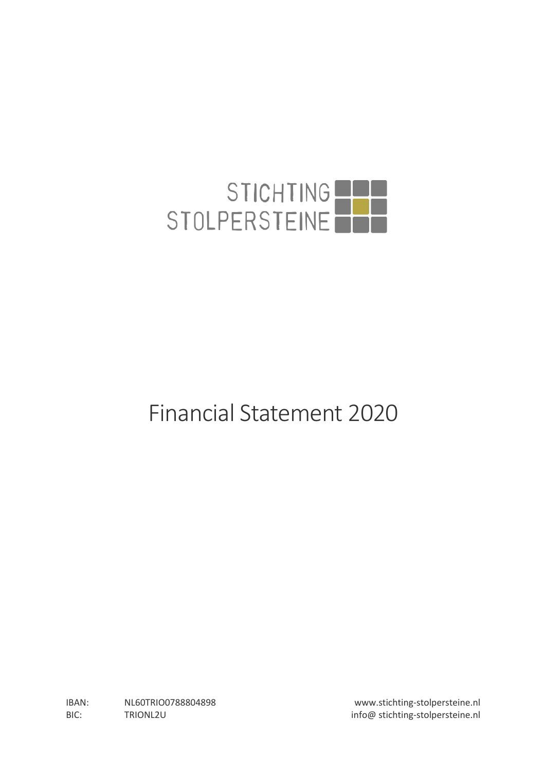STICHTING
STOLPERSTEINE

# Financial Statement 2020

IBAN: NL60TRIO0788804898
BIC: TRIONL2U

www.stichting-stolpersteine.nl
info@ stichting-stolpersteine.nl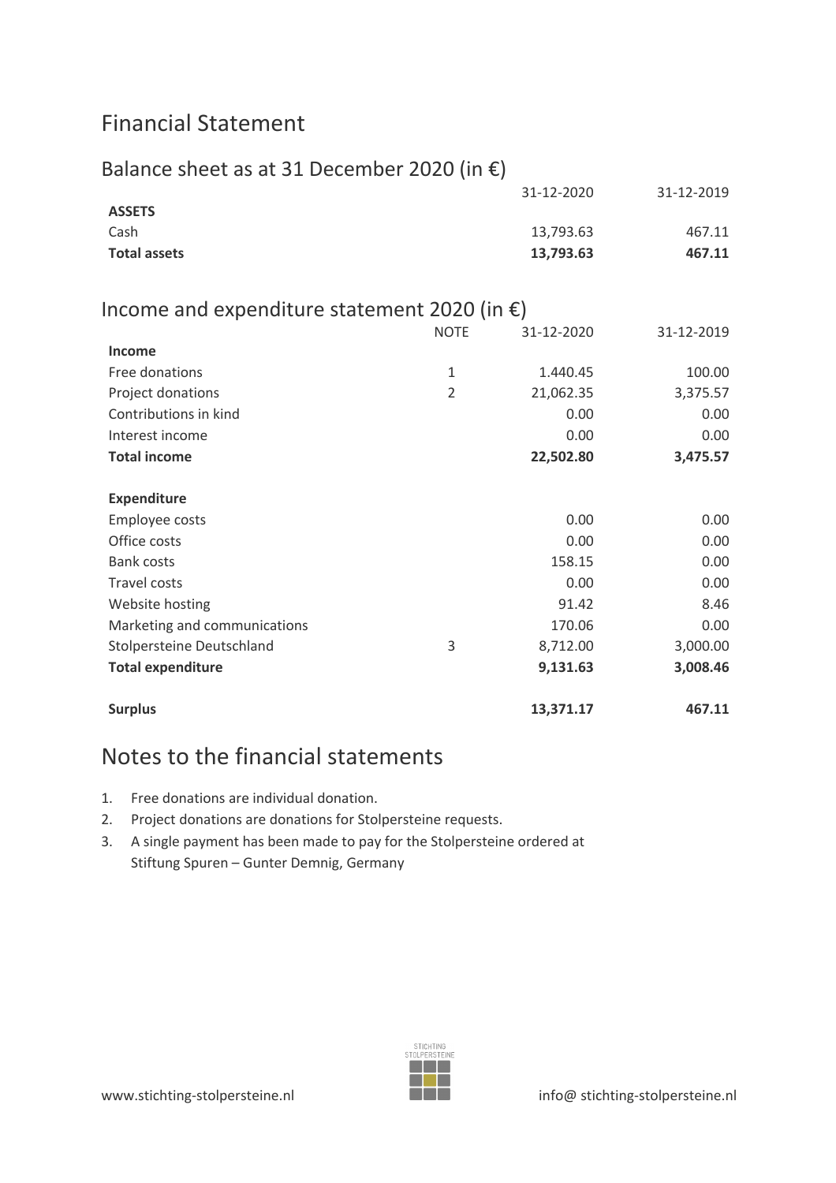# Financial Statement

## Balance sheet as at 31 December 2020 (in €)

| | 31-12-2020 | 31-12-2019 |
|---|---|---|
| **ASSETS** | | |
| Cash | 13,793.63 | 467.11 |
| **Total assets** | **13,793.63** | **467.11** |

## Income and expenditure statement 2020 (in €)

| | NOTE | 31-12-2020 | 31-12-2019 |
|---|---|---|---|
| **Income** | | | |
| Free donations | 1 | 1.440.45 | 100.00 |
| Project donations | 2 | 21,062.35 | 3,375.57 |
| Contributions in kind | | 0.00 | 0.00 |
| Interest income | | 0.00 | 0.00 |
| **Total income** | | **22,502.80** | **3,475.57** |
| | | | |
| **Expenditure** | | | |
| Employee costs | | 0.00 | 0.00 |
| Office costs | | 0.00 | 0.00 |
| Bank costs | | 158.15 | 0.00 |
| Travel costs | | 0.00 | 0.00 |
| Website hosting | | 91.42 | 8.46 |
| Marketing and communications | | 170.06 | 0.00 |
| Stolpersteine Deutschland | 3 | 8,712.00 | 3,000.00 |
| **Total expenditure** | | **9,131.63** | **3,008.46** |
| | | | |
| **Surplus** | | **13,371.17** | **467.11** |

# Notes to the financial statements

1. Free donations are individual donation.
2. Project donations are donations for Stolpersteine requests.
3. A single payment has been made to pay for the Stolpersteine ordered at Stiftung Spuren – Gunter Demnig, Germany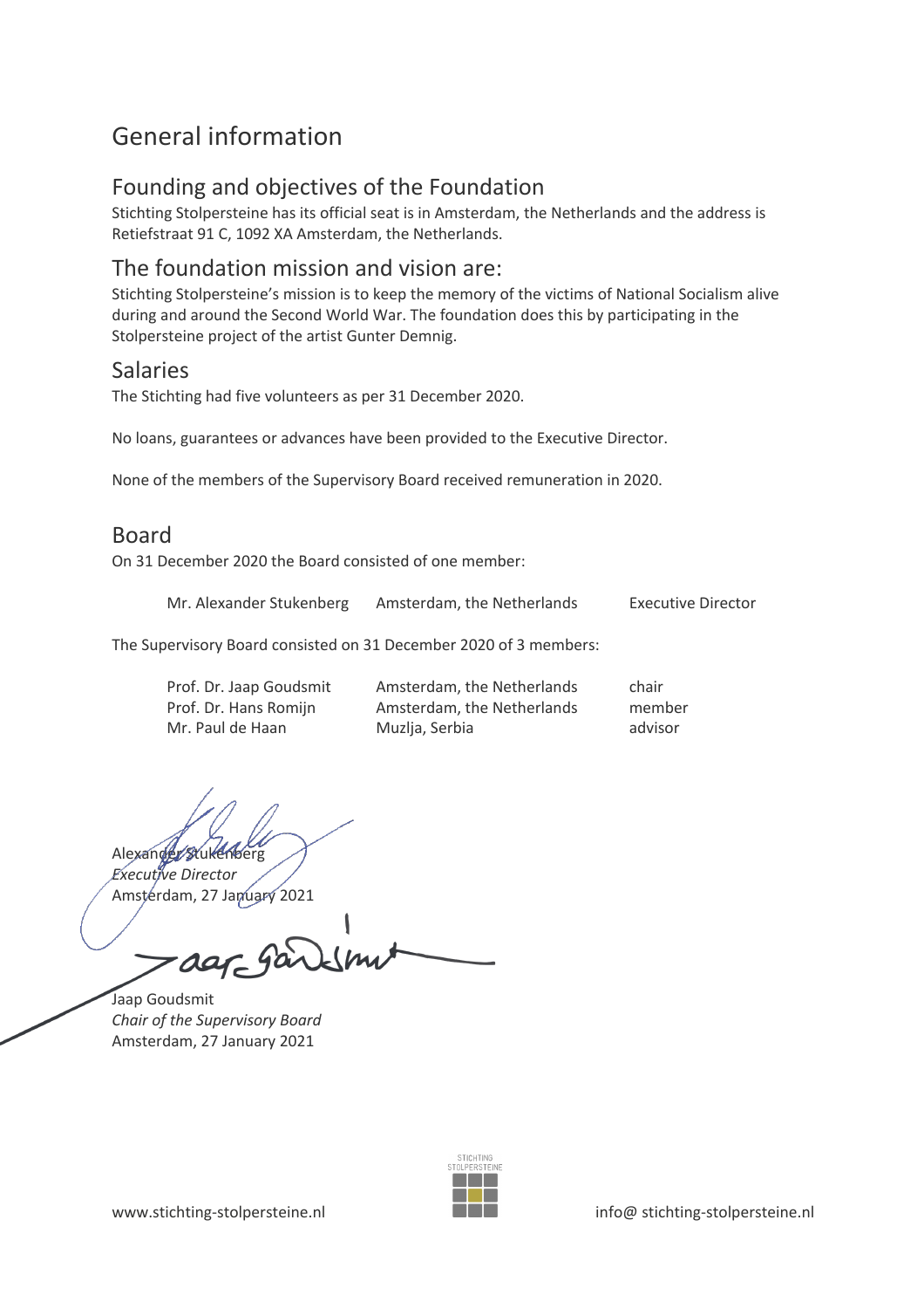# General information

## Founding and objectives of the Foundation

Stichting Stolpersteine has its official seat is in Amsterdam, the Netherlands and the address is Retiefstraat 91 C, 1092 XA Amsterdam, the Netherlands.

## The foundation mission and vision are:

Stichting Stolpersteine's mission is to keep the memory of the victims of National Socialism alive during and around the Second World War. The foundation does this by participating in the Stolpersteine project of the artist Gunter Demnig.

## Salaries

The Stichting had five volunteers as per 31 December 2020.

No loans, guarantees or advances have been provided to the Executive Director.

None of the members of the Supervisory Board received remuneration in 2020.

## Board

On 31 December 2020 the Board consisted of one member:

| | | |
|---|---|---|
| Mr. Alexander Stukenberg | Amsterdam, the Netherlands | Executive Director |

The Supervisory Board consisted on 31 December 2020 of 3 members:

| | | |
|---|---|---|
| Prof. Dr. Jaap Goudsmit | Amsterdam, the Netherlands | chair |
| Prof. Dr. Hans Romijn | Amsterdam, the Netherlands | member |
| Mr. Paul de Haan | Muzlja, Serbia | advisor |

Alexander Stukenberg
*Executive Director*
Amsterdam, 27 January 2021

Jaap Goudsmit
*Chair of the Supervisory Board*
Amsterdam, 27 January 2021

www.stichting-stolpersteine.nl

STICHTING STOLPERSTEINE

info@ stichting-stolpersteine.nl